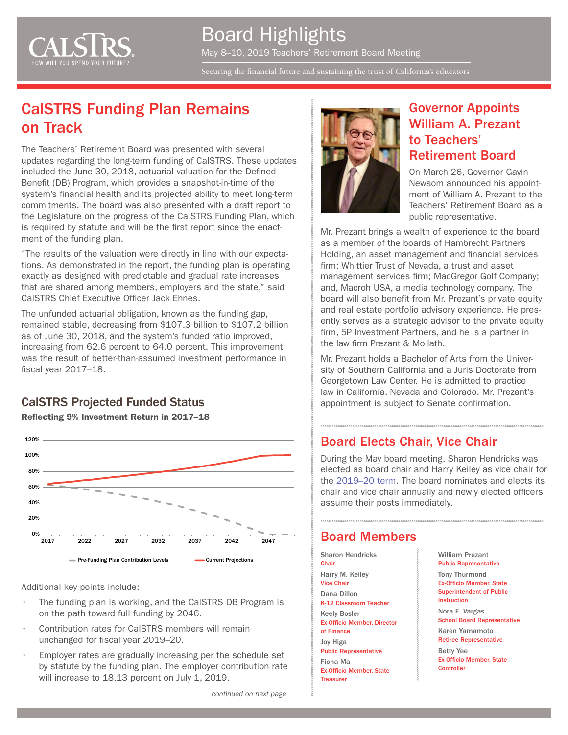# Board Highlights

May 8–10, 2019 Teachers' Retirement Board Meeting

Securing the financial future and sustaining the trust of California's educators

## CalSTRS Funding Plan Remains on Track

The Teachers' Retirement Board was presented with several updates regarding the long-term funding of CalSTRS. These updates included the June 30, 2018, actuarial valuation for the Defined Benefit (DB) Program, which provides a snapshot-in-time of the system's financial health and its projected ability to meet long-term commitments. The board was also presented with a draft report to the Legislature on the progress of the CalSTRS Funding Plan, which is required by statute and will be the first report since the enactment of the funding plan.

"The results of the valuation were directly in line with our expectations. As demonstrated in the report, the funding plan is operating exactly as designed with predictable and gradual rate increases that are shared among members, employers and the state," said CalSTRS Chief Executive Officer Jack Ehnes.

The unfunded actuarial obligation, known as the funding gap, remained stable, decreasing from $107.3 billion to $107.2 billion as of June 30, 2018, and the system's funded ratio improved, increasing from 62.6 percent to 64.0 percent. This improvement was the result of better-than-assumed investment performance in fiscal year 2017–18.

### CalSTRS Projected Funded Status

**Reflecting 9% Investment Return in 2017–18**

Additional key points include:

- The funding plan is working, and the CalSTRS DB Program is on the path toward full funding by 2046.
- Contribution rates for CalSTRS members will remain unchanged for fiscal year 2019–20.
- Employer rates are gradually increasing per the schedule set by statute by the funding plan. The employer contribution rate will increase to 18.13 percent on July 1, 2019.

*continued on next page*

## Governor Appoints William A. Prezant to Teachers' Retirement Board

On March 26, Governor Gavin Newsom announced his appointment of William A. Prezant to the Teachers' Retirement Board as a public representative.

Mr. Prezant brings a wealth of experience to the board as a member of the boards of Hambrecht Partners Holding, an asset management and financial services firm; Whittier Trust of Nevada, a trust and asset management services firm; MacGregor Golf Company; and, Macroh USA, a media technology company. The board will also benefit from Mr. Prezant's private equity and real estate portfolio advisory experience. He presently serves as a strategic advisor to the private equity firm, 5P Investment Partners, and he is a partner in the law firm Prezant & Mollath.

Mr. Prezant holds a Bachelor of Arts from the University of Southern California and a Juris Doctorate from Georgetown Law Center. He is admitted to practice law in California, Nevada and Colorado. Mr. Prezant's appointment is subject to Senate confirmation.

## Board Elects Chair, Vice Chair

During the May board meeting, Sharon Hendricks was elected as board chair and Harry Keiley as vice chair for the 2019–20 term. The board nominates and elects its chair and vice chair annually and newly elected officers assume their posts immediately.

## Board Members

**Sharon Hendricks**
Chair

**Harry M. Keiley**
Vice Chair

**Dana Dillon**
K-12 Classroom Teacher

**Keely Bosler**
Ex-Officio Member, Director of Finance

**Joy Higa**
Public Representative

**Fiona Ma**
Ex-Officio Member, State Treasurer

**William Prezant**
Public Representative

**Tony Thurmond**
Ex-Officio Member, State Superintendent of Public Instruction

**Nora E. Vargas**
School Board Representative

**Karen Yamamoto**
Retiree Representative

**Betty Yee**
Ex-Officio Member, State Controller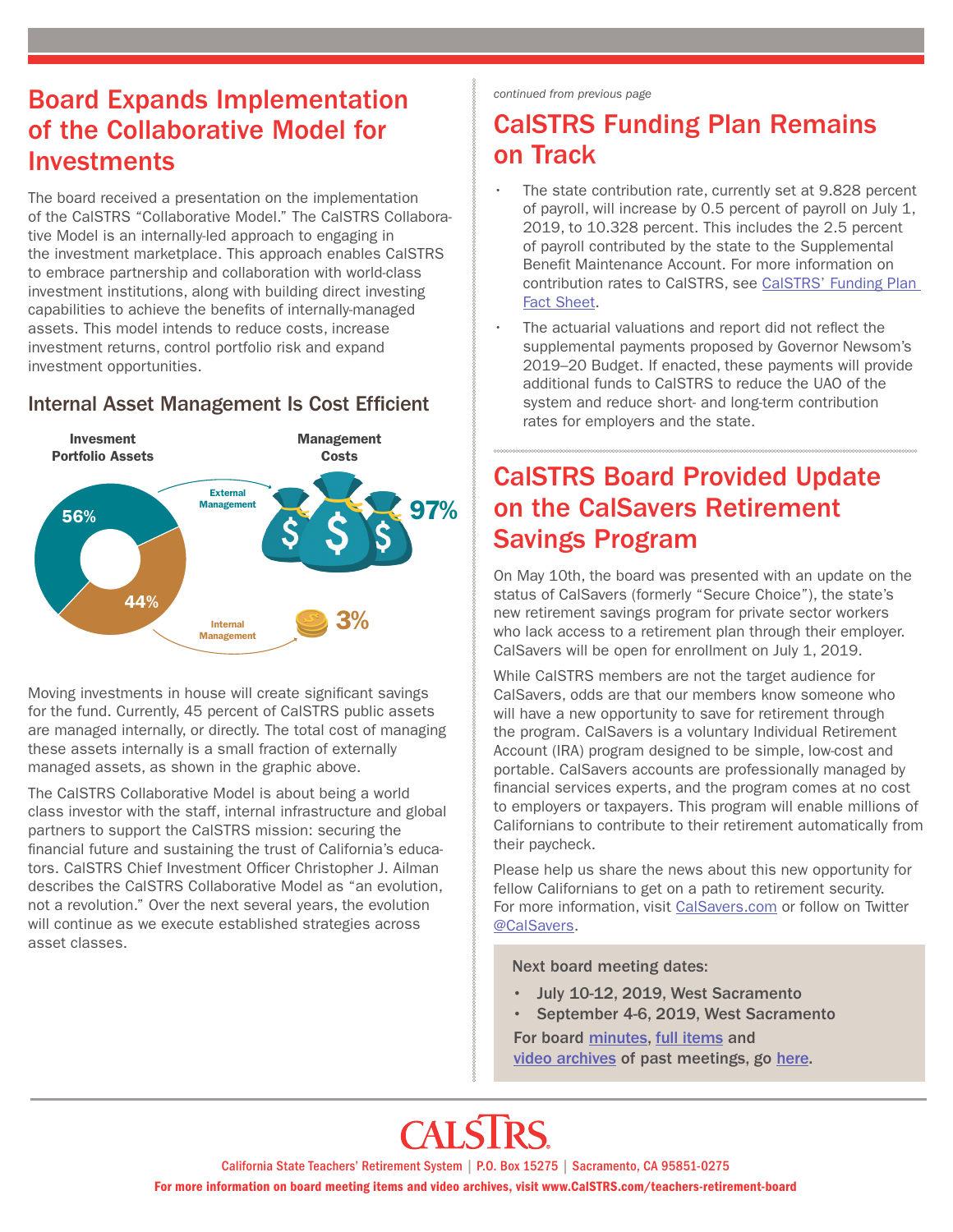# Board Expands Implementation of the Collaborative Model for Investments

The board received a presentation on the implementation of the CalSTRS "Collaborative Model." The CalSTRS Collaborative Model is an internally-led approach to engaging in the investment marketplace. This approach enables CalSTRS to embrace partnership and collaboration with world-class investment institutions, along with building direct investing capabilities to achieve the benefits of internally-managed assets. This model intends to reduce costs, increase investment returns, control portfolio risk and expand investment opportunities.

## Internal Asset Management Is Cost Efficient

Invesment Portfolio Assets

Management Costs

56%

External Management

97%

44%

Internal Management

3%

Moving investments in house will create significant savings for the fund. Currently, 45 percent of CalSTRS public assets are managed internally, or directly. The total cost of managing these assets internally is a small fraction of externally managed assets, as shown in the graphic above.

The CalSTRS Collaborative Model is about being a world class investor with the staff, internal infrastructure and global partners to support the CalSTRS mission: securing the financial future and sustaining the trust of California's educators. CalSTRS Chief Investment Officer Christopher J. Ailman describes the CalSTRS Collaborative Model as "an evolution, not a revolution." Over the next several years, the evolution will continue as we execute established strategies across asset classes.

*continued from previous page*

# CalSTRS Funding Plan Remains on Track

- The state contribution rate, currently set at 9.828 percent of payroll, will increase by 0.5 percent of payroll on July 1, 2019, to 10.328 percent. This includes the 2.5 percent of payroll contributed by the state to the Supplemental Benefit Maintenance Account. For more information on contribution rates to CalSTRS, see CalSTRS' Funding Plan Fact Sheet.
- The actuarial valuations and report did not reflect the supplemental payments proposed by Governor Newsom's 2019–20 Budget. If enacted, these payments will provide additional funds to CalSTRS to reduce the UAO of the system and reduce short- and long-term contribution rates for employers and the state.

# CalSTRS Board Provided Update on the CalSavers Retirement Savings Program

On May 10th, the board was presented with an update on the status of CalSavers (formerly "Secure Choice"), the state's new retirement savings program for private sector workers who lack access to a retirement plan through their employer. CalSavers will be open for enrollment on July 1, 2019.

While CalSTRS members are not the target audience for CalSavers, odds are that our members know someone who will have a new opportunity to save for retirement through the program. CalSavers is a voluntary Individual Retirement Account (IRA) program designed to be simple, low-cost and portable. CalSavers accounts are professionally managed by financial services experts, and the program comes at no cost to employers or taxpayers. This program will enable millions of Californians to contribute to their retirement automatically from their paycheck.

Please help us share the news about this new opportunity for fellow Californians to get on a path to retirement security. For more information, visit CalSavers.com or follow on Twitter @CalSavers.

**Next board meeting dates:**

- **July 10-12, 2019, West Sacramento**
- **September 4-6, 2019, West Sacramento**

**For board minutes, full items and video archives of past meetings, go here.**

CALSTRS

California State Teachers' Retirement System | P.O. Box 15275 | Sacramento, CA 95851-0275

**For more information on board meeting items and video archives, visit www.CalSTRS.com/teachers-retirement-board**